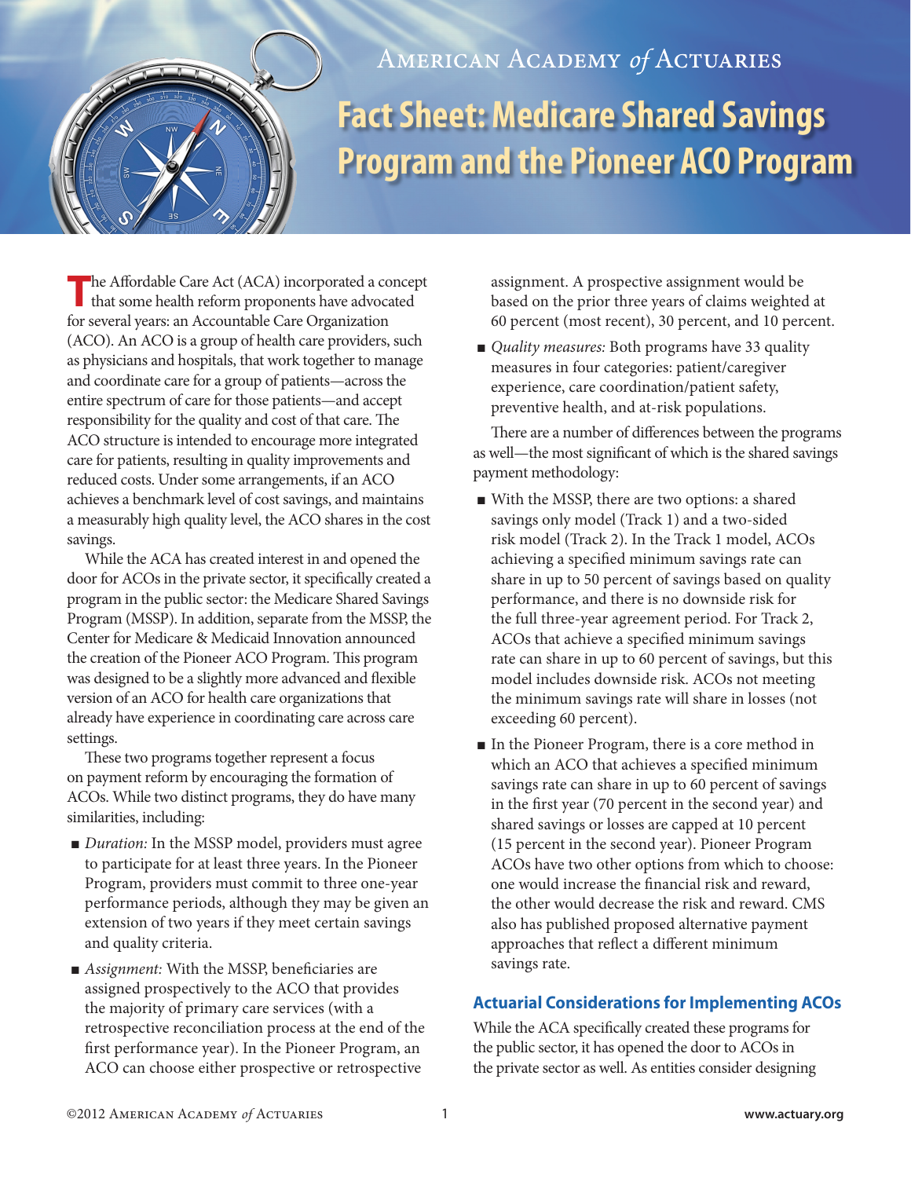American Academy *of* Actuaries

# Fact Sheet: Medicare Shared Savings Program and the Pioneer ACO Program

The Affordable Care Act (ACA) incorporated a concept that some health reform proponents have advocated for several years: an Accountable Care Organization (ACO). An ACO is a group of health care providers, such as physicians and hospitals, that work together to manage and coordinate care for a group of patients—across the entire spectrum of care for those patients—and accept responsibility for the quality and cost of that care. The ACO structure is intended to encourage more integrated care for patients, resulting in quality improvements and reduced costs. Under some arrangements, if an ACO achieves a benchmark level of cost savings, and maintains a measurably high quality level, the ACO shares in the cost savings.

While the ACA has created interest in and opened the door for ACOs in the private sector, it specifically created a program in the public sector: the Medicare Shared Savings Program (MSSP). In addition, separate from the MSSP, the Center for Medicare & Medicaid Innovation announced the creation of the Pioneer ACO Program. This program was designed to be a slightly more advanced and flexible version of an ACO for health care organizations that already have experience in coordinating care across care settings.

These two programs together represent a focus on payment reform by encouraging the formation of ACOs. While two distinct programs, they do have many similarities, including:

- *Duration:* In the MSSP model, providers must agree to participate for at least three years. In the Pioneer Program, providers must commit to three one-year performance periods, although they may be given an extension of two years if they meet certain savings and quality criteria.
- *Assignment:* With the MSSP, beneficiaries are assigned prospectively to the ACO that provides the majority of primary care services (with a retrospective reconciliation process at the end of the first performance year). In the Pioneer Program, an ACO can choose either prospective or retrospective assignment. A prospective assignment would be based on the prior three years of claims weighted at 60 percent (most recent), 30 percent, and 10 percent.
- *Quality measures:* Both programs have 33 quality measures in four categories: patient/caregiver experience, care coordination/patient safety, preventive health, and at-risk populations.

There are a number of differences between the programs as well—the most significant of which is the shared savings payment methodology:

- With the MSSP, there are two options: a shared savings only model (Track 1) and a two-sided risk model (Track 2). In the Track 1 model, ACOs achieving a specified minimum savings rate can share in up to 50 percent of savings based on quality performance, and there is no downside risk for the full three-year agreement period. For Track 2, ACOs that achieve a specified minimum savings rate can share in up to 60 percent of savings, but this model includes downside risk. ACOs not meeting the minimum savings rate will share in losses (not exceeding 60 percent).
- In the Pioneer Program, there is a core method in which an ACO that achieves a specified minimum savings rate can share in up to 60 percent of savings in the first year (70 percent in the second year) and shared savings or losses are capped at 10 percent (15 percent in the second year). Pioneer Program ACOs have two other options from which to choose: one would increase the financial risk and reward, the other would decrease the risk and reward. CMS also has published proposed alternative payment approaches that reflect a different minimum savings rate.

## Actuarial Considerations for Implementing ACOs

While the ACA specifically created these programs for the public sector, it has opened the door to ACOs in the private sector as well. As entities consider designing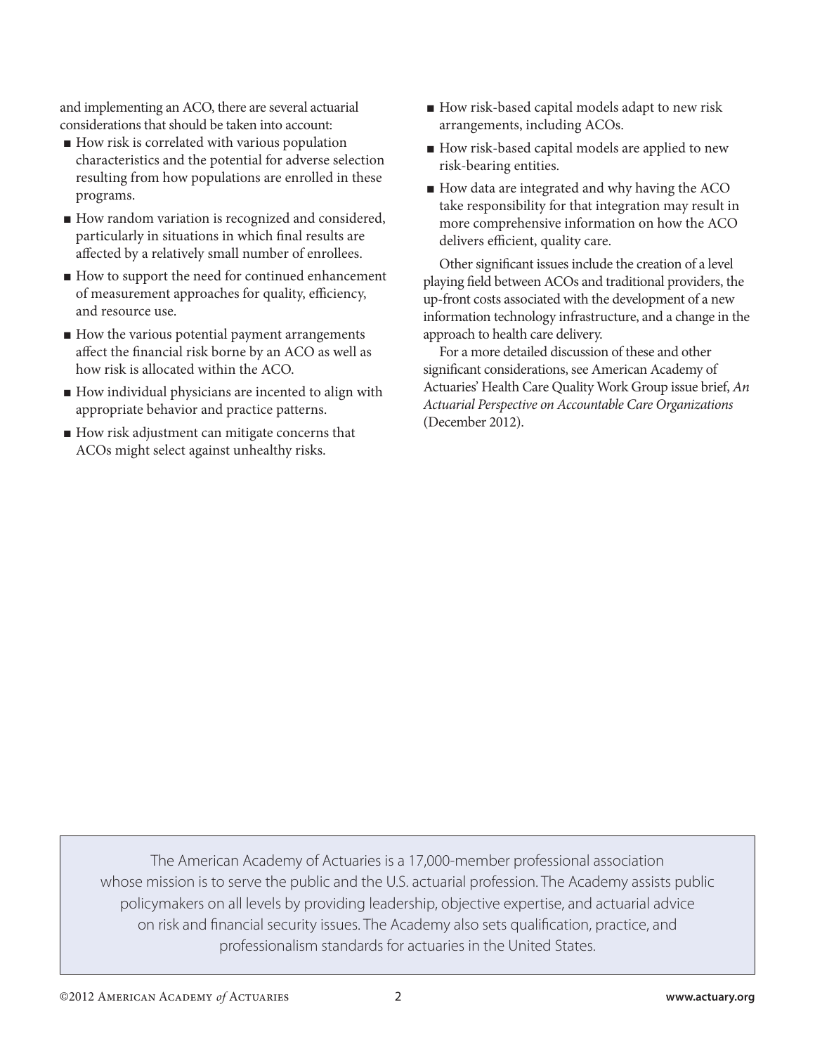and implementing an ACO, there are several actuarial considerations that should be taken into account:

- How risk is correlated with various population characteristics and the potential for adverse selection resulting from how populations are enrolled in these programs.
- How random variation is recognized and considered, particularly in situations in which final results are affected by a relatively small number of enrollees.
- How to support the need for continued enhancement of measurement approaches for quality, efficiency, and resource use.
- How the various potential payment arrangements affect the financial risk borne by an ACO as well as how risk is allocated within the ACO.
- How individual physicians are incented to align with appropriate behavior and practice patterns.
- How risk adjustment can mitigate concerns that ACOs might select against unhealthy risks.
- How risk-based capital models adapt to new risk arrangements, including ACOs.
- How risk-based capital models are applied to new risk-bearing entities.
- How data are integrated and why having the ACO take responsibility for that integration may result in more comprehensive information on how the ACO delivers efficient, quality care.

Other significant issues include the creation of a level playing field between ACOs and traditional providers, the up-front costs associated with the development of a new information technology infrastructure, and a change in the approach to health care delivery.

For a more detailed discussion of these and other significant considerations, see American Academy of Actuaries' Health Care Quality Work Group issue brief, *An Actuarial Perspective on Accountable Care Organizations* (December 2012).

The American Academy of Actuaries is a 17,000-member professional association whose mission is to serve the public and the U.S. actuarial profession. The Academy assists public policymakers on all levels by providing leadership, objective expertise, and actuarial advice on risk and financial security issues. The Academy also sets qualification, practice, and professionalism standards for actuaries in the United States.